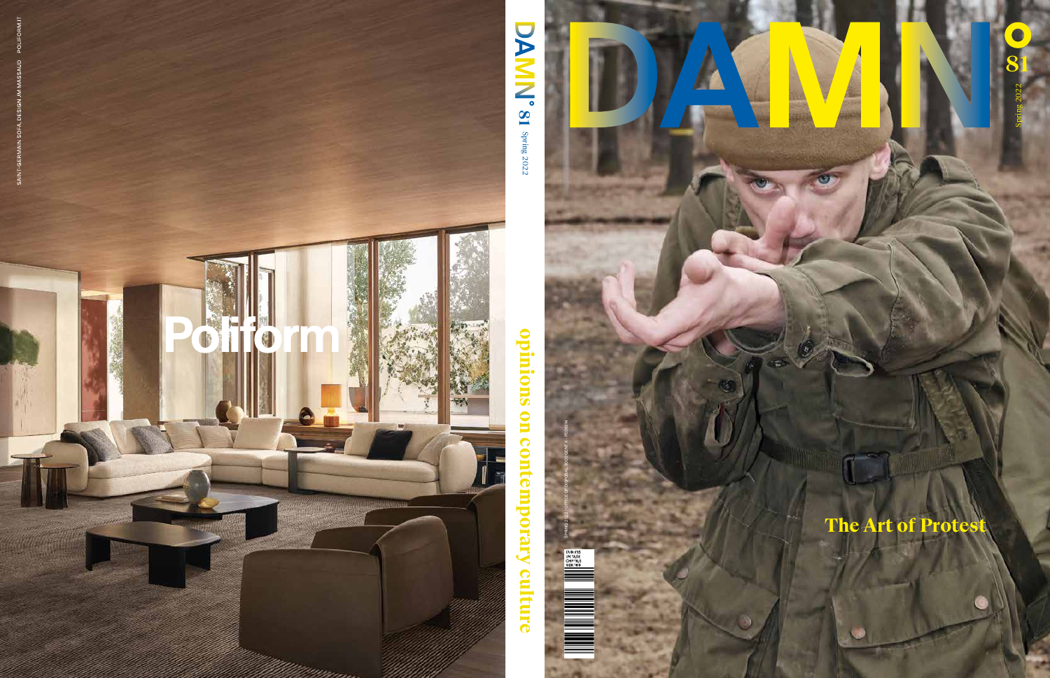SAINT-GERMAIN SOFA, DESIGN JM MASSAUD POLIFORM.IT

Poliform

DAMN° 81 Spring 2022

opinions on contemporary culture

# DAMN°

81

Spring 2022

The Art of Protest

EUR €15
UK £13,50
CHF 19,5
SEK 169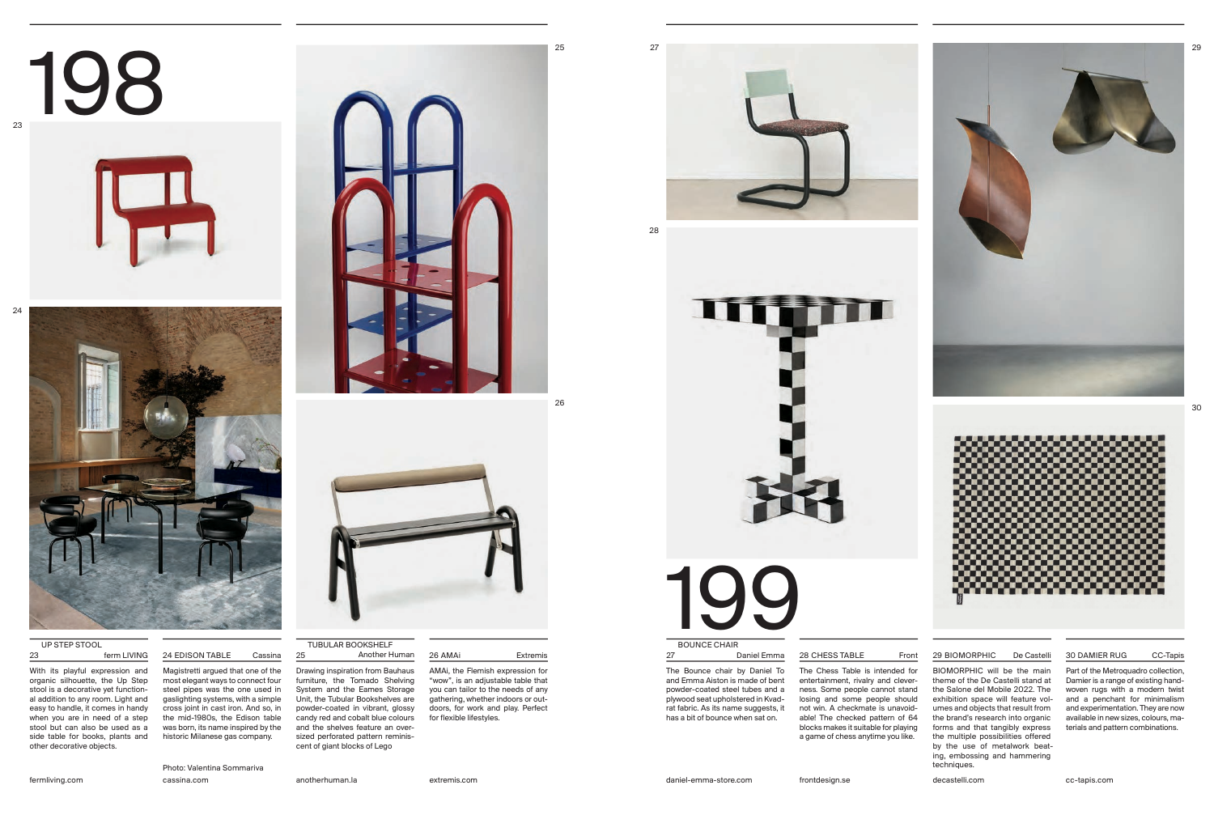# 198

**UP STEP STOOL**
23 ferm LIVING

With its playful expression and organic silhouette, the Up Step stool is a decorative yet functional addition to any room. Light and easy to handle, it comes in handy when you are in need of a step stool but can also be used as a side table for books, plants and other decorative objects.

fermliving.com

**24 EDISON TABLE** Cassina

Magistretti argued that one of the most elegant ways to connect four steel pipes was the one used in gaslighting systems, with a simple cross joint in cast iron. And so, in the mid-1980s, the Edison table was born, its name inspired by the historic Milanese gas company.

Photo: Valentina Sommariva

cassina.com

**TUBULAR BOOKSHELF**
25 Another Human

Drawing inspiration from Bauhaus furniture, the Tornado Shelving System and the Eames Storage Unit, the Tubular Bookshelves are powder-coated in vibrant, glossy candy red and cobalt blue colours and the shelves feature an oversized perforated pattern reminiscent of giant blocks of Lego

anotherhuman.la

**26 AMAi** Extremis

AMAi, the Flemish expression for "wow", is an adjustable table that you can tailor to the needs of any gathering, whether indoors or outdoors, for work and play. Perfect for flexible lifestyles.

extremis.com

# 199

**BOUNCE CHAIR**
27 Daniel Emma

The Bounce chair by Daniel To and Emma Aiston is made of bent powder-coated steel tubes and a plywood seat upholstered in Kvadrat fabric. As its name suggests, it has a bit of bounce when sat on.

daniel-emma-store.com

**28 CHESS TABLE** Front

The Chess Table is intended for entertainment, rivalry and cleverness. Some people cannot stand losing and some people should not win. A checkmate is unavoidable! The checked pattern of 64 blocks makes it suitable for playing a game of chess anytime you like.

frontdesign.se

**29 BIOMORPHIC** De Castelli

BIOMORPHIC will be the main theme of the De Castelli stand at the Salone del Mobile 2022. The exhibition space will feature volumes and objects that result from the brand's research into organic forms and that tangibly express the multiple possibilities offered by the use of metalwork beating, embossing and hammering techniques.

decastelli.com

**30 DAMIER RUG** CC-Tapis

Part of the Metroquadro collection, Damier is a range of existing hand-woven rugs with a modern twist and a penchant for minimalism and experimentation. They are now available in new sizes, colours, materials and pattern combinations.

cc-tapis.com